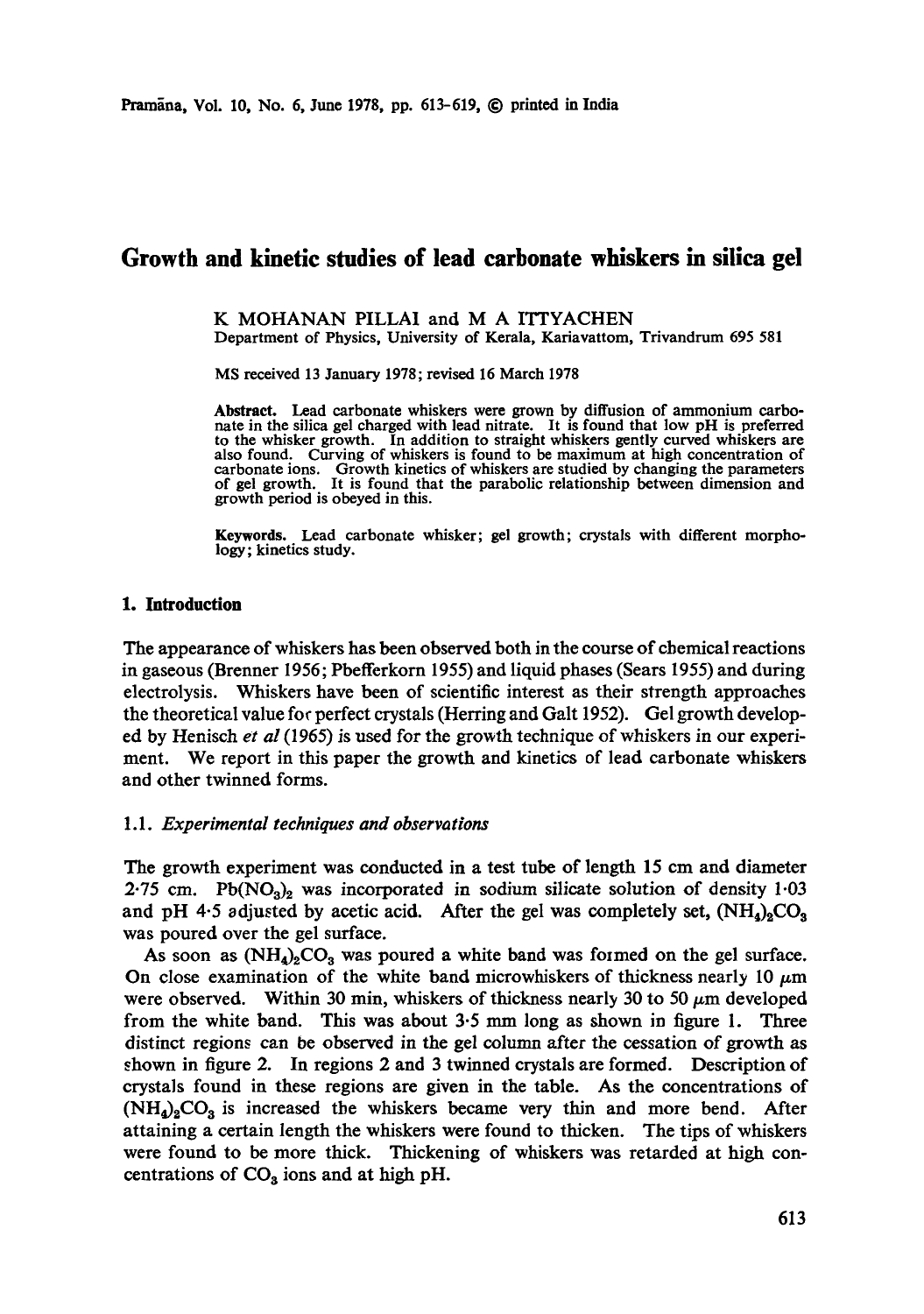# Growth and kinetic studies of lead carbonate whiskers in silica gel

K MOHANAN PILLAI and M A ITTYACHEN
Department of Physics, University of Kerala, Kariavattom, Trivandrum 695 581

MS received 13 January 1978; revised 16 March 1978

**Abstract.** Lead carbonate whiskers were grown by diffusion of ammonium carbonate in the silica gel charged with lead nitrate. It is found that low pH is preferred to the whisker growth. In addition to straight whiskers gently curved whiskers are also found. Curving of whiskers is found to be maximum at high concentration of carbonate ions. Growth kinetics of whiskers are studied by changing the parameters of gel growth. It is found that the parabolic relationship between dimension and growth period is obeyed in this.

**Keywords.** Lead carbonate whisker; gel growth; crystals with different morphology; kinetics study.

## 1. Introduction

The appearance of whiskers has been observed both in the course of chemical reactions in gaseous (Brenner 1956; Pbefferkorn 1955) and liquid phases (Sears 1955) and during electrolysis. Whiskers have been of scientific interest as their strength approaches the theoretical value for perfect crystals (Herring and Galt 1952). Gel growth developed by Henisch *et al* (1965) is used for the growth technique of whiskers in our experiment. We report in this paper the growth and kinetics of lead carbonate whiskers and other twinned forms.

### 1.1. *Experimental techniques and observations*

The growth experiment was conducted in a test tube of length 15 cm and diameter 2·75 cm. $Pb(NO_3)_2$ was incorporated in sodium silicate solution of density 1·03 and pH 4·5 adjusted by acetic acid. After the gel was completely set, $(NH_4)_2CO_3$ was poured over the gel surface.

As soon as $(NH_4)_2CO_3$ was poured a white band was formed on the gel surface. On close examination of the white band microwhiskers of thickness nearly 10 $\mu$m were observed. Within 30 min, whiskers of thickness nearly 30 to 50 $\mu$m developed from the white band. This was about 3·5 mm long as shown in figure 1. Three distinct regions can be observed in the gel column after the cessation of growth as shown in figure 2. In regions 2 and 3 twinned crystals are formed. Description of crystals found in these regions are given in the table. As the concentrations of $(NH_4)_2CO_3$ is increased the whiskers became very thin and more bend. After attaining a certain length the whiskers were found to thicken. The tips of whiskers were found to be more thick. Thickening of whiskers was retarded at high concentrations of $CO_3$ ions and at high pH.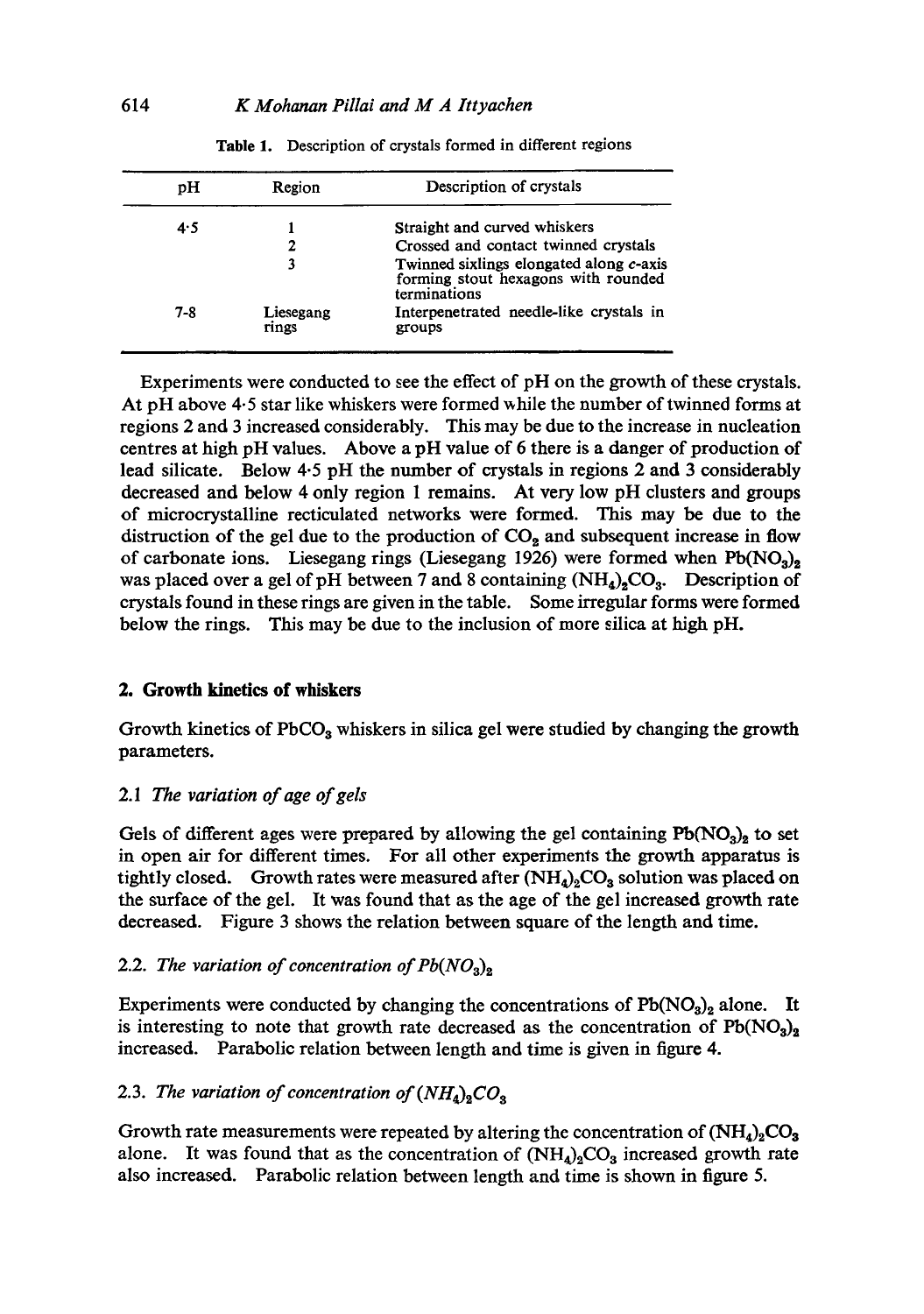Table 1. Description of crystals formed in different regions

| pH | Region | Description of crystals |
|---|---|---|
| 4·5 | 1 | Straight and curved whiskers |
| | 2 | Crossed and contact twinned crystals |
| | 3 | Twinned sixlings elongated along *c*-axis forming stout hexagons with rounded terminations |
| 7-8 | Liesegang rings | Interpenetrated needle-like crystals in groups |

Experiments were conducted to see the effect of pH on the growth of these crystals. At pH above 4·5 star like whiskers were formed while the number of twinned forms at regions 2 and 3 increased considerably. This may be due to the increase in nucleation centres at high pH values. Above a pH value of 6 there is a danger of production of lead silicate. Below 4·5 pH the number of crystals in regions 2 and 3 considerably decreased and below 4 only region 1 remains. At very low pH clusters and groups of microcrystalline recticulated networks were formed. This may be due to the distruction of the gel due to the production of $CO_2$ and subsequent increase in flow of carbonate ions. Liesegang rings (Liesegang 1926) were formed when $Pb(NO_3)_2$ was placed over a gel of pH between 7 and 8 containing $(NH_4)_2CO_3$. Description of crystals found in these rings are given in the table. Some irregular forms were formed below the rings. This may be due to the inclusion of more silica at high pH.

## 2. Growth kinetics of whiskers

Growth kinetics of $PbCO_3$ whiskers in silica gel were studied by changing the growth parameters.

### 2.1 *The variation of age of gels*

Gels of different ages were prepared by allowing the gel containing $Pb(NO_3)_2$ to set in open air for different times. For all other experiments the growth apparatus is tightly closed. Growth rates were measured after $(NH_4)_2CO_3$ solution was placed on the surface of the gel. It was found that as the age of the gel increased growth rate decreased. Figure 3 shows the relation between square of the length and time.

### 2.2. *The variation of concentration of $Pb(NO_3)_2$*

Experiments were conducted by changing the concentrations of $Pb(NO_3)_2$ alone. It is interesting to note that growth rate decreased as the concentration of $Pb(NO_3)_2$ increased. Parabolic relation between length and time is given in figure 4.

### 2.3. *The variation of concentration of $(NH_4)_2CO_3$*

Growth rate measurements were repeated by altering the concentration of $(NH_4)_2CO_3$ alone. It was found that as the concentration of $(NH_4)_2CO_3$ increased growth rate also increased. Parabolic relation between length and time is shown in figure 5.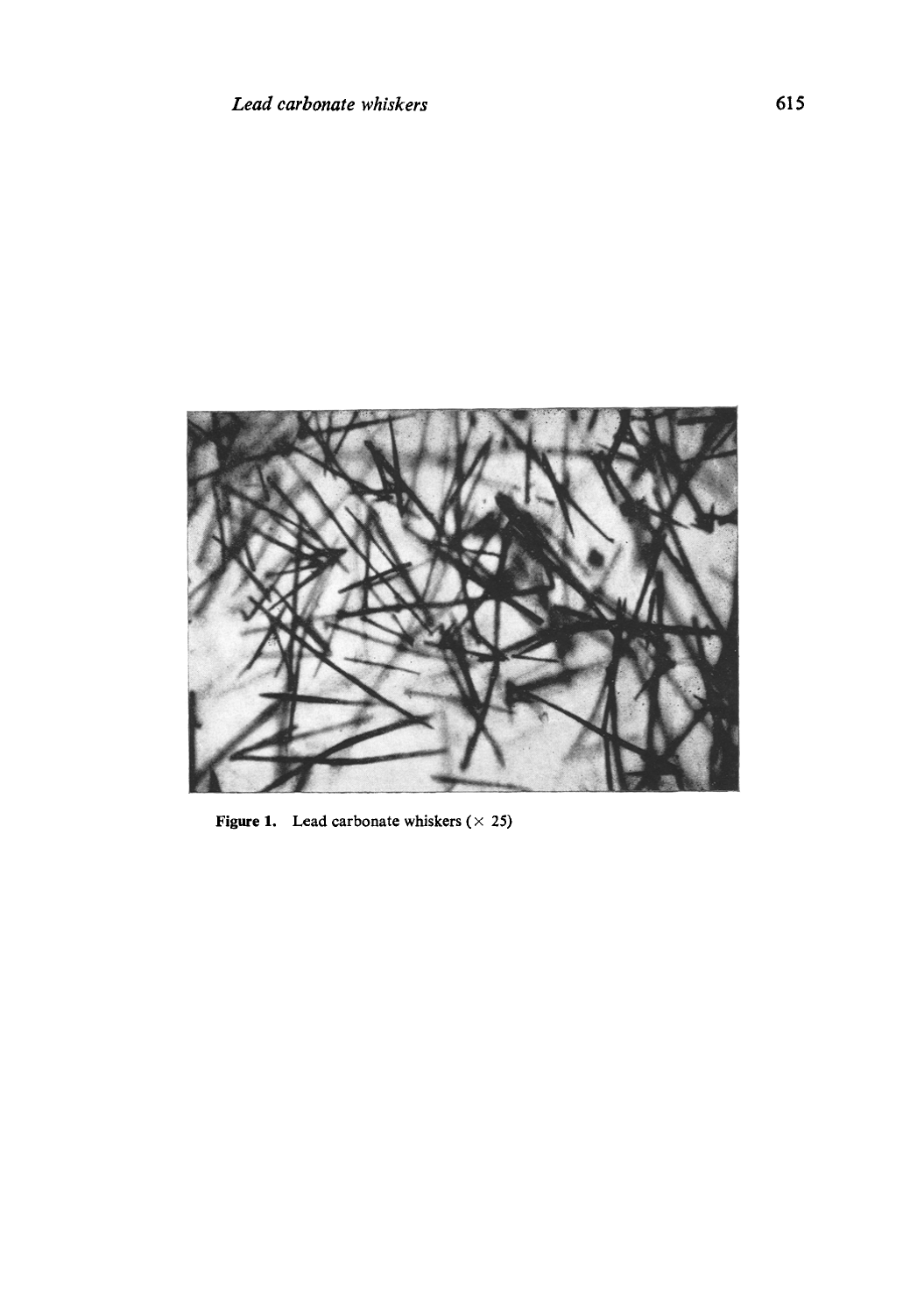Figure 1. Lead carbonate whiskers ($\times$ 25)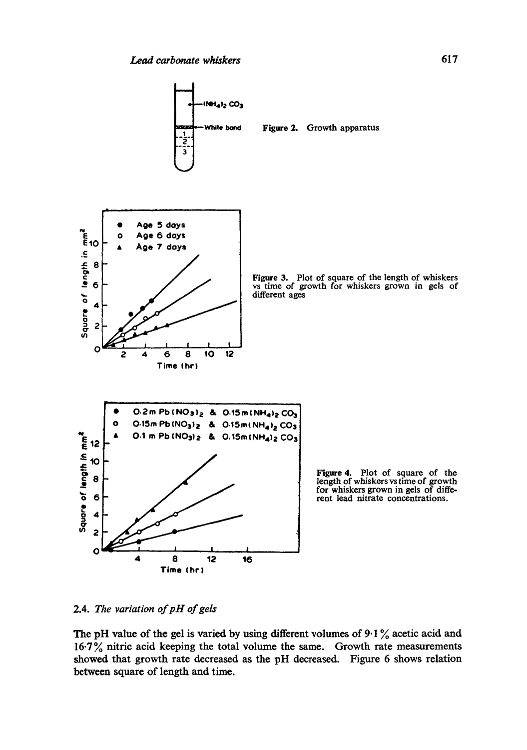Figure 2. Growth apparatus

Figure 3. Plot of square of the length of whiskers vs time of growth for whiskers grown in gels of different ages

Figure 4. Plot of square of the length of whiskers vs time of growth for whiskers grown in gels of different lead nitrate concentrations.

### 2.4. *The variation of pH of gels*

The pH value of the gel is varied by using different volumes of 9·1 % acetic acid and 16·7 % nitric acid keeping the total volume the same. Growth rate measurements showed that growth rate decreased as the pH decreased. Figure 6 shows relation between square of length and time.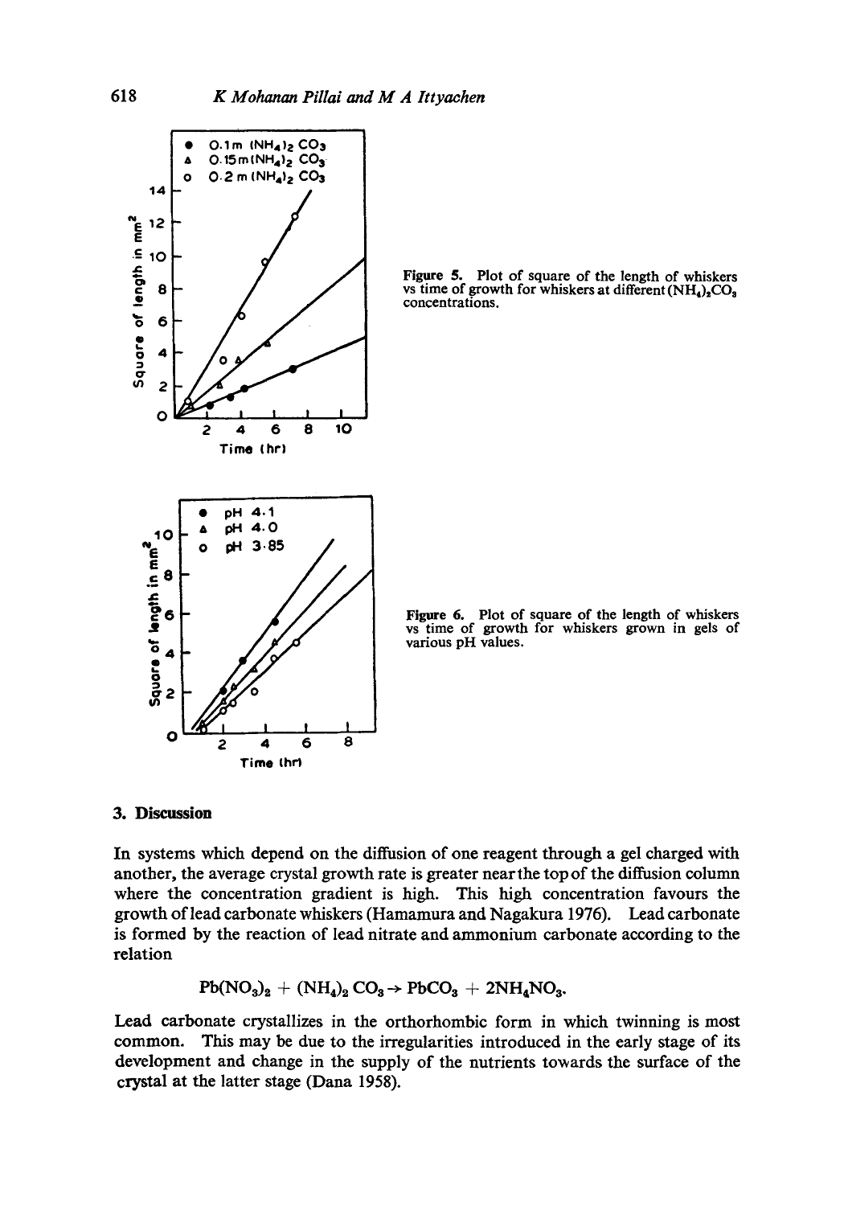Figure 5. Plot of square of the length of whiskers vs time of growth for whiskers at different $(NH_4)_2CO_3$ concentrations.

Figure 6. Plot of square of the length of whiskers vs time of growth for whiskers grown in gels of various pH values.

## 3. Discussion

In systems which depend on the diffusion of one reagent through a gel charged with another, the average crystal growth rate is greater near the top of the diffusion column where the concentration gradient is high. This high concentration favours the growth of lead carbonate whiskers (Hamamura and Nagakura 1976). Lead carbonate is formed by the reaction of lead nitrate and ammonium carbonate according to the relation

$$Pb(NO_3)_2 + (NH_4)_2CO_3 \rightarrow PbCO_3 + 2NH_4NO_3.$$

Lead carbonate crystallizes in the orthorhombic form in which twinning is most common. This may be due to the irregularities introduced in the early stage of its development and change in the supply of the nutrients towards the surface of the crystal at the latter stage (Dana 1958).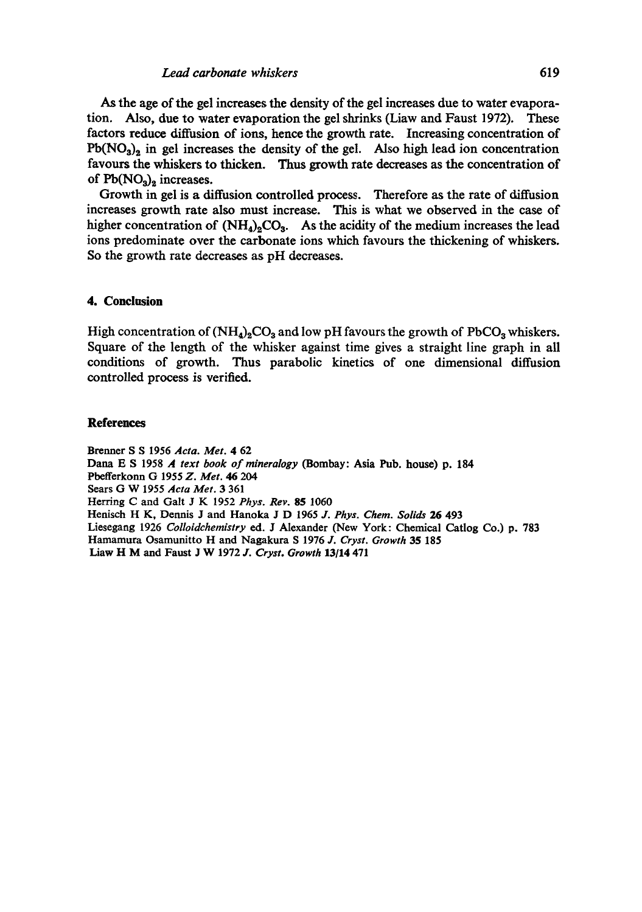As the age of the gel increases the density of the gel increases due to water evaporation. Also, due to water evaporation the gel shrinks (Liaw and Faust 1972). These factors reduce diffusion of ions, hence the growth rate. Increasing concentration of $Pb(NO_3)_2$ in gel increases the density of the gel. Also high lead ion concentration favours the whiskers to thicken. Thus growth rate decreases as the concentration of of $Pb(NO_3)_2$ increases.

Growth in gel is a diffusion controlled process. Therefore as the rate of diffusion increases growth rate also must increase. This is what we observed in the case of higher concentration of $(NH_4)_2CO_3$. As the acidity of the medium increases the lead ions predominate over the carbonate ions which favours the thickening of whiskers. So the growth rate decreases as pH decreases.

## 4. Conclusion

High concentration of $(NH_4)_2CO_3$ and low pH favours the growth of $PbCO_3$ whiskers. Square of the length of the whisker against time gives a straight line graph in all conditions of growth. Thus parabolic kinetics of one dimensional diffusion controlled process is verified.

## References

Brenner S S 1956 *Acta. Met.* **4** 62

Dana E S 1958 *A text book of mineralogy* (Bombay: Asia Pub. house) p. 184

Pbefferkonn G 1955 *Z. Met.* **46** 204

Sears G W 1955 *Acta Met.* **3** 361

Herring C and Galt J K 1952 *Phys. Rev.* **85** 1060

Henisch H K, Dennis J and Hanoka J D 1965 *J. Phys. Chem. Solids* **26** 493

Liesegang 1926 *Colloidchemistry* ed. J Alexander (New York: Chemical Catlog Co.) p. 783

Hamamura Osamunitto H and Nagakura S 1976 *J. Cryst. Growth* **35** 185

Liaw H M and Faust J W 1972 *J. Cryst. Growth* **13/14** 471